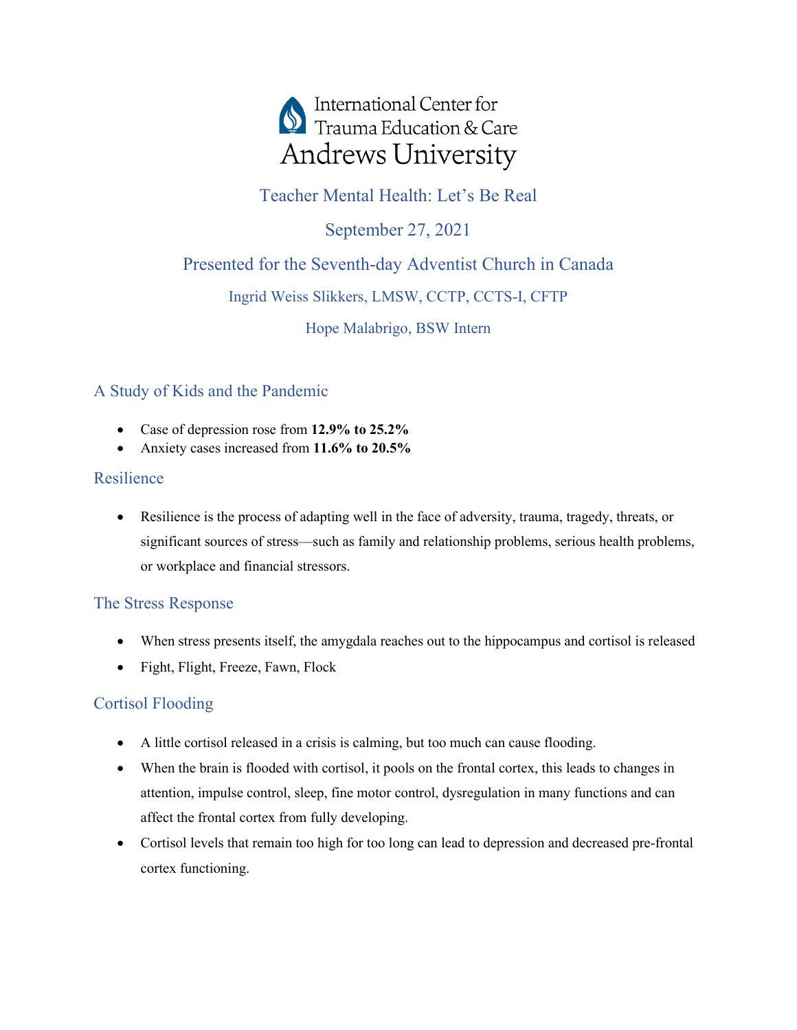International Center for Trauma Education & Care

Andrews University

# Teacher Mental Health: Let's Be Real

September 27, 2021

Presented for the Seventh-day Adventist Church in Canada

Ingrid Weiss Slikkers, LMSW, CCTP, CCTS-I, CFTP

Hope Malabrigo, BSW Intern

## A Study of Kids and the Pandemic

- Case of depression rose from **12.9% to 25.2%**
- Anxiety cases increased from **11.6% to 20.5%**

## Resilience

- Resilience is the process of adapting well in the face of adversity, trauma, tragedy, threats, or significant sources of stress—such as family and relationship problems, serious health problems, or workplace and financial stressors.

## The Stress Response

- When stress presents itself, the amygdala reaches out to the hippocampus and cortisol is released
- Fight, Flight, Freeze, Fawn, Flock

## Cortisol Flooding

- A little cortisol released in a crisis is calming, but too much can cause flooding.
- When the brain is flooded with cortisol, it pools on the frontal cortex, this leads to changes in attention, impulse control, sleep, fine motor control, dysregulation in many functions and can affect the frontal cortex from fully developing.
- Cortisol levels that remain too high for too long can lead to depression and decreased pre-frontal cortex functioning.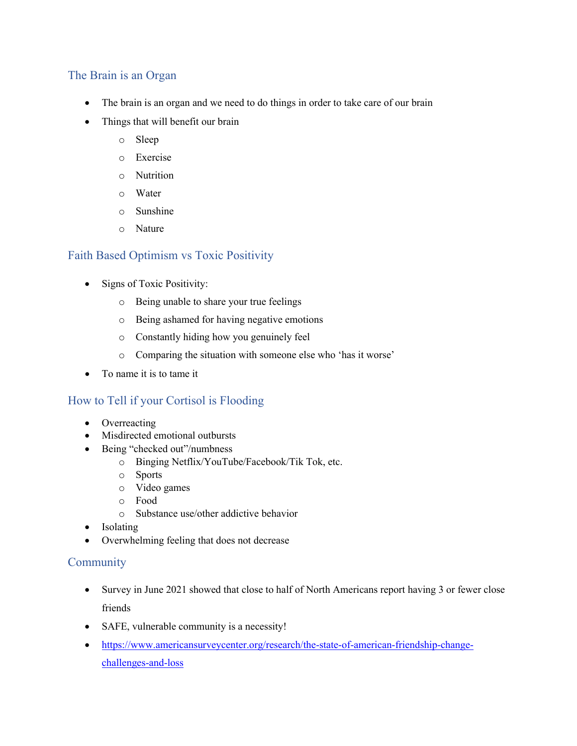## The Brain is an Organ

- The brain is an organ and we need to do things in order to take care of our brain
- Things that will benefit our brain
  - Sleep
  - Exercise
  - Nutrition
  - Water
  - Sunshine
  - Nature

## Faith Based Optimism vs Toxic Positivity

- Signs of Toxic Positivity:
  - Being unable to share your true feelings
  - Being ashamed for having negative emotions
  - Constantly hiding how you genuinely feel
  - Comparing the situation with someone else who 'has it worse'
- To name it is to tame it

## How to Tell if your Cortisol is Flooding

- Overreacting
- Misdirected emotional outbursts
- Being "checked out"/numbness
  - Binging Netflix/YouTube/Facebook/Tik Tok, etc.
  - Sports
  - Video games
  - Food
  - Substance use/other addictive behavior
- Isolating
- Overwhelming feeling that does not decrease

## Community

- Survey in June 2021 showed that close to half of North Americans report having 3 or fewer close friends
- SAFE, vulnerable community is a necessity!
- [https://www.americansurveycenter.org/research/the-state-of-american-friendship-change-challenges-and-loss](https://www.americansurveycenter.org/research/the-state-of-american-friendship-change-challenges-and-loss)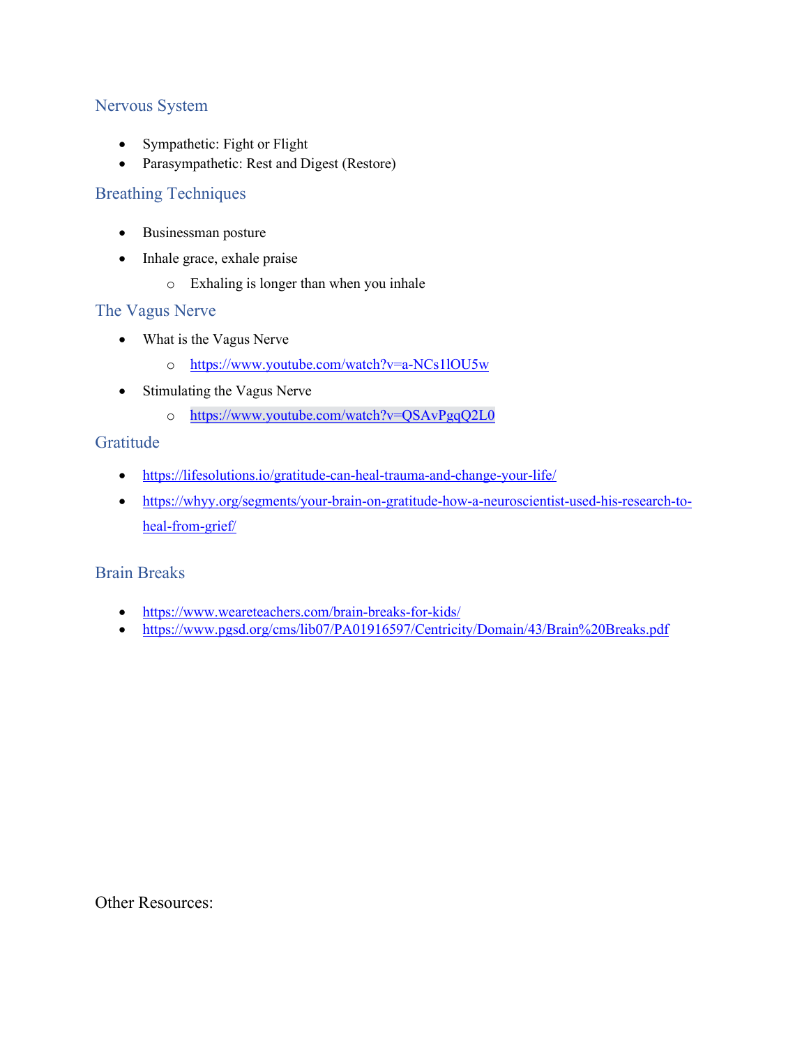## Nervous System

- Sympathetic: Fight or Flight
- Parasympathetic: Rest and Digest (Restore)

## Breathing Techniques

- Businessman posture
- Inhale grace, exhale praise
  - Exhaling is longer than when you inhale

## The Vagus Nerve

- What is the Vagus Nerve
  - https://www.youtube.com/watch?v=a-NCs1lOU5w
- Stimulating the Vagus Nerve
  - https://www.youtube.com/watch?v=QSAvPgqQ2L0

## Gratitude

- https://lifesolutions.io/gratitude-can-heal-trauma-and-change-your-life/
- https://whyy.org/segments/your-brain-on-gratitude-how-a-neuroscientist-used-his-research-to-heal-from-grief/

## Brain Breaks

- https://www.weareteachers.com/brain-breaks-for-kids/
- https://www.pgsd.org/cms/lib07/PA01916597/Centricity/Domain/43/Brain%20Breaks.pdf

Other Resources: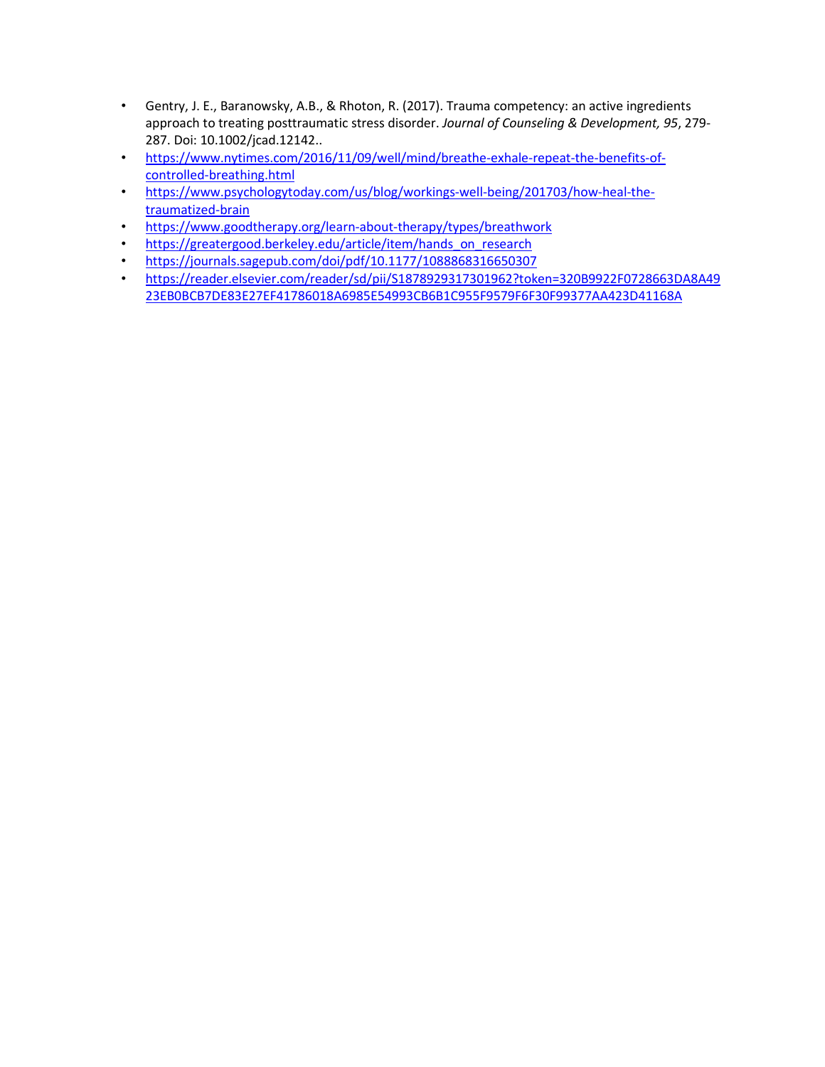- Gentry, J. E., Baranowsky, A.B., & Rhoton, R. (2017). Trauma competency: an active ingredients approach to treating posttraumatic stress disorder. *Journal of Counseling & Development, 95*, 279-287. Doi: 10.1002/jcad.12142..
- https://www.nytimes.com/2016/11/09/well/mind/breathe-exhale-repeat-the-benefits-of-controlled-breathing.html
- https://www.psychologytoday.com/us/blog/workings-well-being/201703/how-heal-the-traumatized-brain
- https://www.goodtherapy.org/learn-about-therapy/types/breathwork
- https://greatergood.berkeley.edu/article/item/hands_on_research
- https://journals.sagepub.com/doi/pdf/10.1177/1088868316650307
- https://reader.elsevier.com/reader/sd/pii/S1878929317301962?token=320B9922F0728663DA8A4923EB0BCB7DE83E27EF41786018A6985E54993CB6B1C955F9579F6F30F99377AA423D41168A